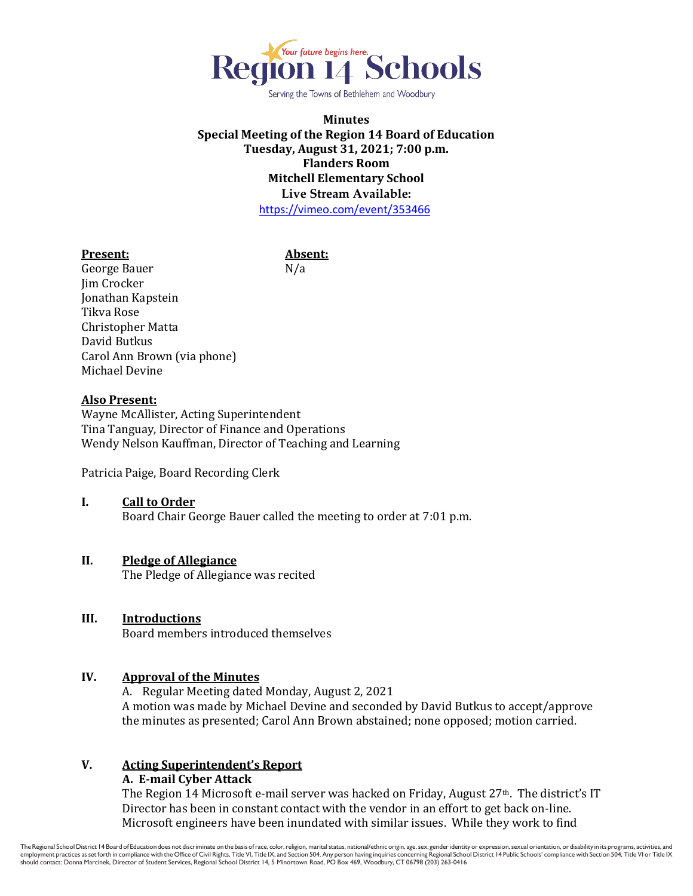# Region 14 Schools

Your future begins here.

Serving the Towns of Bethlehem and Woodbury

**Minutes**
**Special Meeting of the Region 14 Board of Education**
**Tuesday, August 31, 2021; 7:00 p.m.**
**Flanders Room**
**Mitchell Elementary School**
**Live Stream Available:**
https://vimeo.com/event/353466

| **Present:** | **Absent:** |
|---|---|
| George Bauer | N/a |
| Jim Crocker | |
| Jonathan Kapstein | |
| Tikva Rose | |
| Christopher Matta | |
| David Butkus | |
| Carol Ann Brown (via phone) | |
| Michael Devine | |

**Also Present:**
Wayne McAllister, Acting Superintendent
Tina Tanguay, Director of Finance and Operations
Wendy Nelson Kauffman, Director of Teaching and Learning

Patricia Paige, Board Recording Clerk

## I. Call to Order

Board Chair George Bauer called the meeting to order at 7:01 p.m.

## II. Pledge of Allegiance

The Pledge of Allegiance was recited

## III. Introductions

Board members introduced themselves

## IV. Approval of the Minutes

A. Regular Meeting dated Monday, August 2, 2021

A motion was made by Michael Devine and seconded by David Butkus to accept/approve the minutes as presented; Carol Ann Brown abstained; none opposed; motion carried.

## V. Acting Superintendent's Report

### A. E-mail Cyber Attack

The Region 14 Microsoft e-mail server was hacked on Friday, August 27th. The district's IT Director has been in constant contact with the vendor in an effort to get back on-line. Microsoft engineers have been inundated with similar issues. While they work to find

The Regional School District 14 Board of Education does not discriminate on the basis of race, color, religion, marital status, national/ethnic origin, age, sex, gender identity or expression, sexual orientation, or disability in its programs, activities, and employment practices as set forth in compliance with the Office of Civil Rights, Title VI, Title IX, and Section 504. Any person having inquiries concerning Regional School District 14 Public Schools' compliance with Section 504, Title VI or Title IX should contact: Donna Marcinek, Director of Student Services, Regional School District 14, 5 Minortown Road, PO Box 469, Woodbury, CT 06798 (203) 263-0416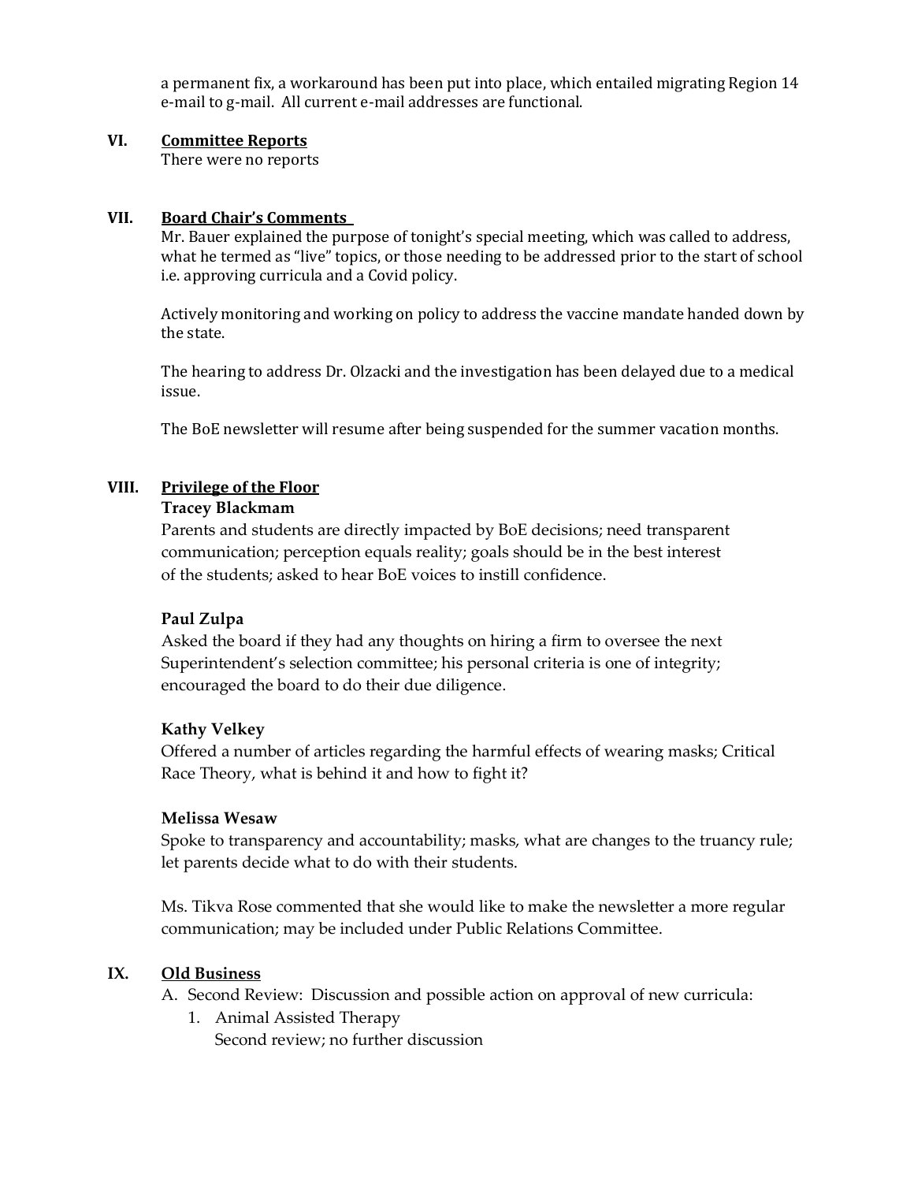a permanent fix, a workaround has been put into place, which entailed migrating Region 14 e-mail to g-mail. All current e-mail addresses are functional.

## VI. Committee Reports

There were no reports

## VII. Board Chair's Comments

Mr. Bauer explained the purpose of tonight's special meeting, which was called to address, what he termed as "live" topics, or those needing to be addressed prior to the start of school i.e. approving curricula and a Covid policy.

Actively monitoring and working on policy to address the vaccine mandate handed down by the state.

The hearing to address Dr. Olzacki and the investigation has been delayed due to a medical issue.

The BoE newsletter will resume after being suspended for the summer vacation months.

## VIII. Privilege of the Floor

**Tracey Blackmam**

Parents and students are directly impacted by BoE decisions; need transparent communication; perception equals reality; goals should be in the best interest of the students; asked to hear BoE voices to instill confidence.

**Paul Zulpa**

Asked the board if they had any thoughts on hiring a firm to oversee the next Superintendent's selection committee; his personal criteria is one of integrity; encouraged the board to do their due diligence.

**Kathy Velkey**

Offered a number of articles regarding the harmful effects of wearing masks; Critical Race Theory, what is behind it and how to fight it?

**Melissa Wesaw**

Spoke to transparency and accountability; masks, what are changes to the truancy rule; let parents decide what to do with their students.

Ms. Tikva Rose commented that she would like to make the newsletter a more regular communication; may be included under Public Relations Committee.

## IX. Old Business

A. Second Review: Discussion and possible action on approval of new curricula:

1. Animal Assisted Therapy
   Second review; no further discussion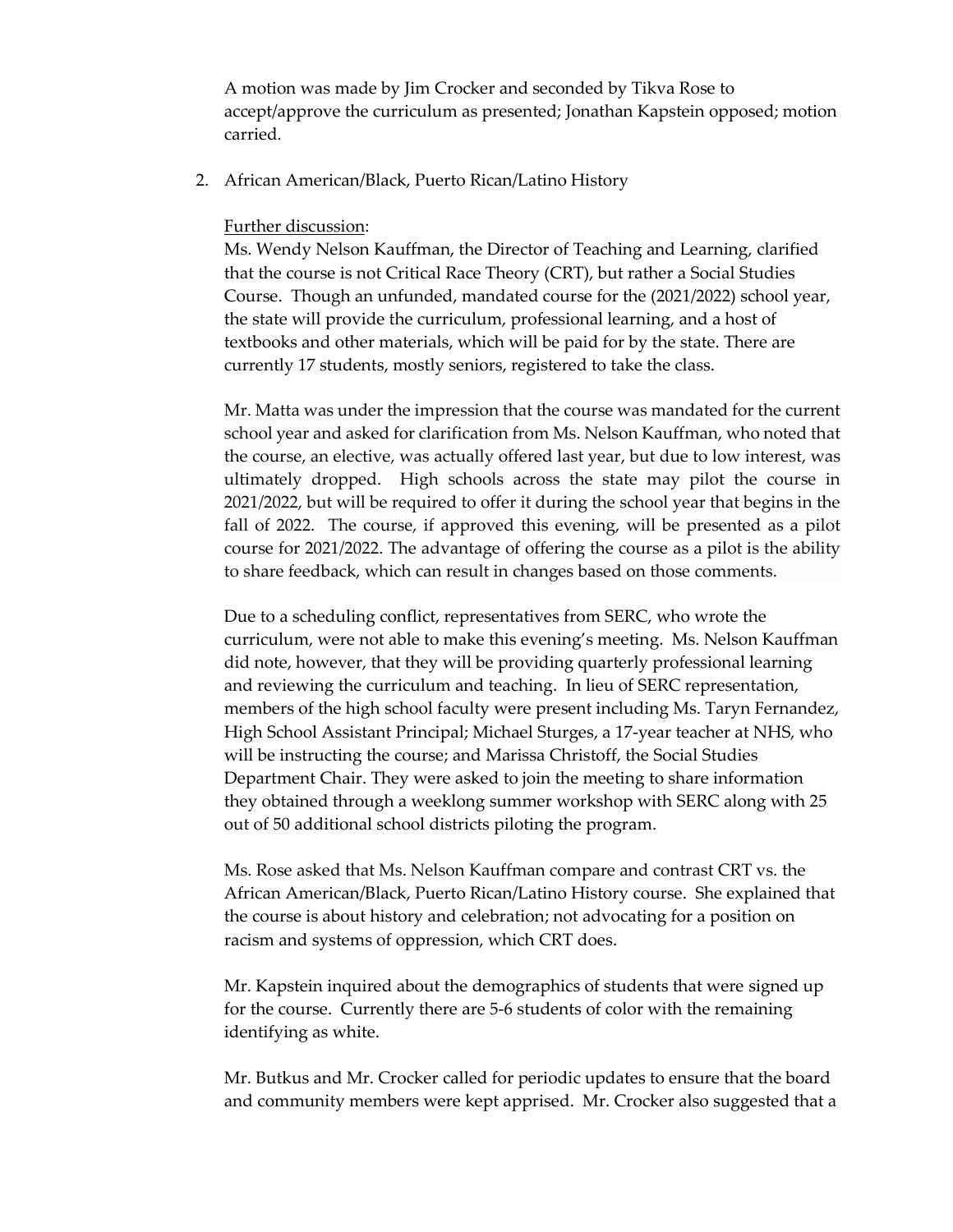A motion was made by Jim Crocker and seconded by Tikva Rose to accept/approve the curriculum as presented; Jonathan Kapstein opposed; motion carried.

2. African American/Black, Puerto Rican/Latino History

   Further discussion:
   Ms. Wendy Nelson Kauffman, the Director of Teaching and Learning, clarified that the course is not Critical Race Theory (CRT), but rather a Social Studies Course. Though an unfunded, mandated course for the (2021/2022) school year, the state will provide the curriculum, professional learning, and a host of textbooks and other materials, which will be paid for by the state. There are currently 17 students, mostly seniors, registered to take the class.

   Mr. Matta was under the impression that the course was mandated for the current school year and asked for clarification from Ms. Nelson Kauffman, who noted that the course, an elective, was actually offered last year, but due to low interest, was ultimately dropped. High schools across the state may pilot the course in 2021/2022, but will be required to offer it during the school year that begins in the fall of 2022. The course, if approved this evening, will be presented as a pilot course for 2021/2022. The advantage of offering the course as a pilot is the ability to share feedback, which can result in changes based on those comments.

   Due to a scheduling conflict, representatives from SERC, who wrote the curriculum, were not able to make this evening's meeting. Ms. Nelson Kauffman did note, however, that they will be providing quarterly professional learning and reviewing the curriculum and teaching. In lieu of SERC representation, members of the high school faculty were present including Ms. Taryn Fernandez, High School Assistant Principal; Michael Sturges, a 17-year teacher at NHS, who will be instructing the course; and Marissa Christoff, the Social Studies Department Chair. They were asked to join the meeting to share information they obtained through a weeklong summer workshop with SERC along with 25 out of 50 additional school districts piloting the program.

   Ms. Rose asked that Ms. Nelson Kauffman compare and contrast CRT vs. the African American/Black, Puerto Rican/Latino History course. She explained that the course is about history and celebration; not advocating for a position on racism and systems of oppression, which CRT does.

   Mr. Kapstein inquired about the demographics of students that were signed up for the course. Currently there are 5-6 students of color with the remaining identifying as white.

   Mr. Butkus and Mr. Crocker called for periodic updates to ensure that the board and community members were kept apprised. Mr. Crocker also suggested that a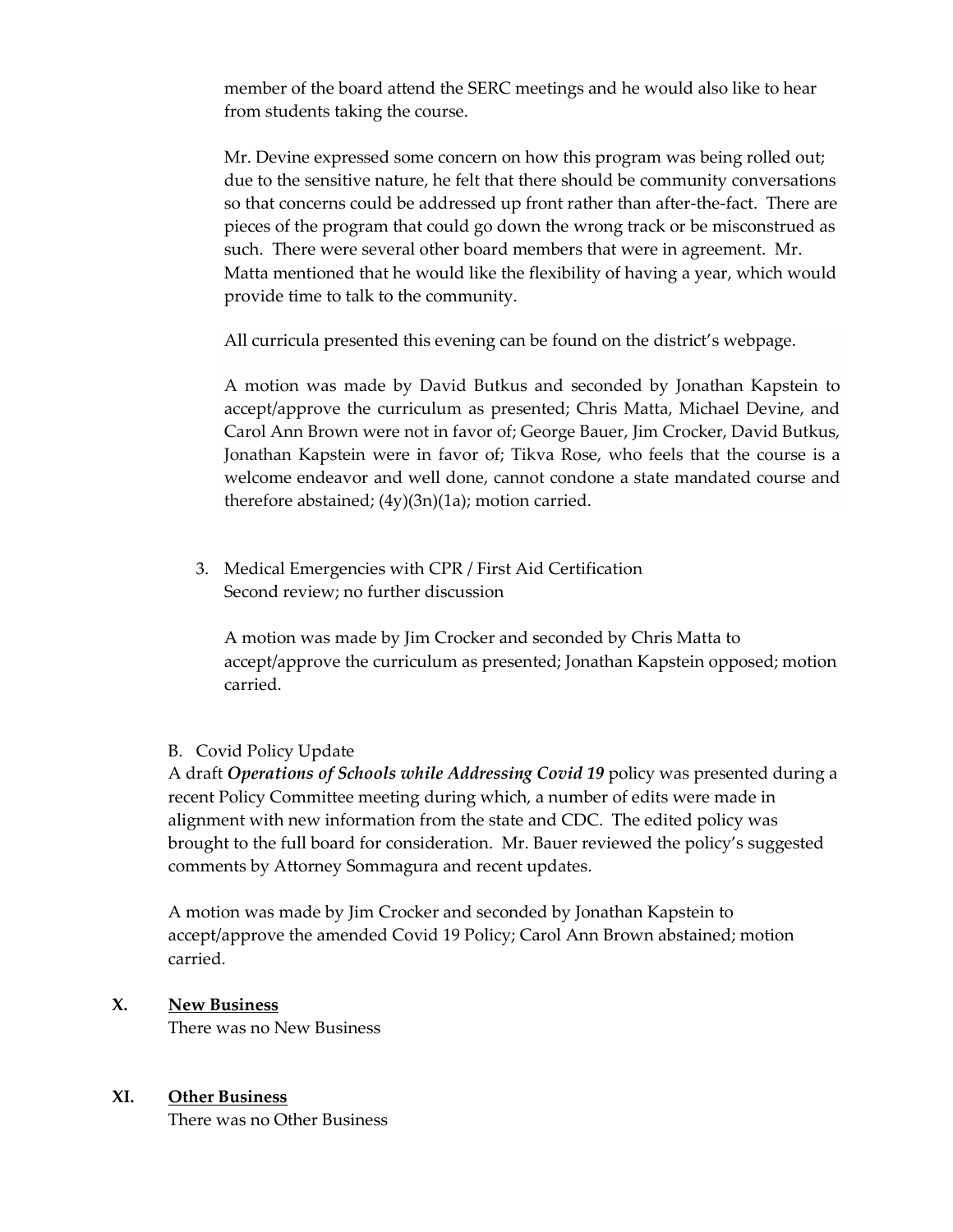member of the board attend the SERC meetings and he would also like to hear from students taking the course.

Mr. Devine expressed some concern on how this program was being rolled out; due to the sensitive nature, he felt that there should be community conversations so that concerns could be addressed up front rather than after-the-fact. There are pieces of the program that could go down the wrong track or be misconstrued as such. There were several other board members that were in agreement. Mr. Matta mentioned that he would like the flexibility of having a year, which would provide time to talk to the community.

All curricula presented this evening can be found on the district's webpage.

A motion was made by David Butkus and seconded by Jonathan Kapstein to accept/approve the curriculum as presented; Chris Matta, Michael Devine, and Carol Ann Brown were not in favor of; George Bauer, Jim Crocker, David Butkus, Jonathan Kapstein were in favor of; Tikva Rose, who feels that the course is a welcome endeavor and well done, cannot condone a state mandated course and therefore abstained; (4y)(3n)(1a); motion carried.

3. Medical Emergencies with CPR / First Aid Certification
   Second review; no further discussion

   A motion was made by Jim Crocker and seconded by Chris Matta to accept/approve the curriculum as presented; Jonathan Kapstein opposed; motion carried.

B. Covid Policy Update

A draft ***Operations of Schools while Addressing Covid 19*** policy was presented during a recent Policy Committee meeting during which, a number of edits were made in alignment with new information from the state and CDC. The edited policy was brought to the full board for consideration. Mr. Bauer reviewed the policy's suggested comments by Attorney Sommagura and recent updates.

A motion was made by Jim Crocker and seconded by Jonathan Kapstein to accept/approve the amended Covid 19 Policy; Carol Ann Brown abstained; motion carried.

## X. New Business

There was no New Business

## XI. Other Business

There was no Other Business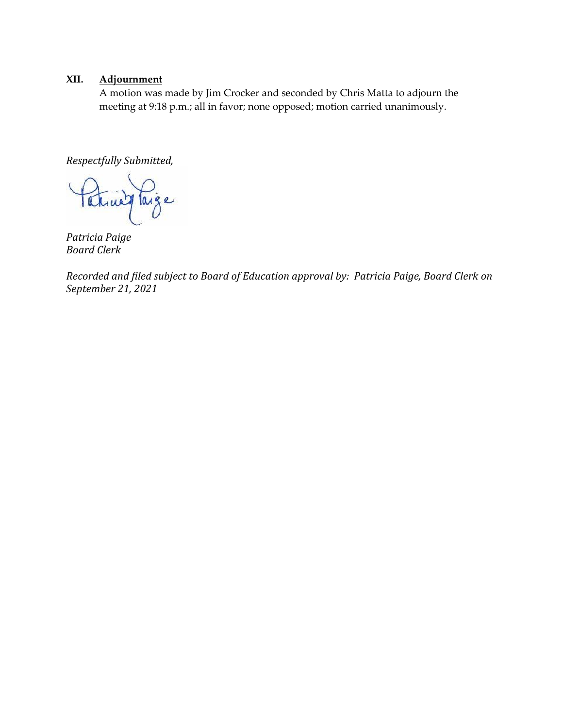### XII. **Adjournment**

A motion was made by Jim Crocker and seconded by Chris Matta to adjourn the meeting at 9:18 p.m.; all in favor; none opposed; motion carried unanimously.

*Respectfully Submitted,*

*Patricia Paige*
*Board Clerk*

*Recorded and filed subject to Board of Education approval by: Patricia Paige, Board Clerk on September 21, 2021*